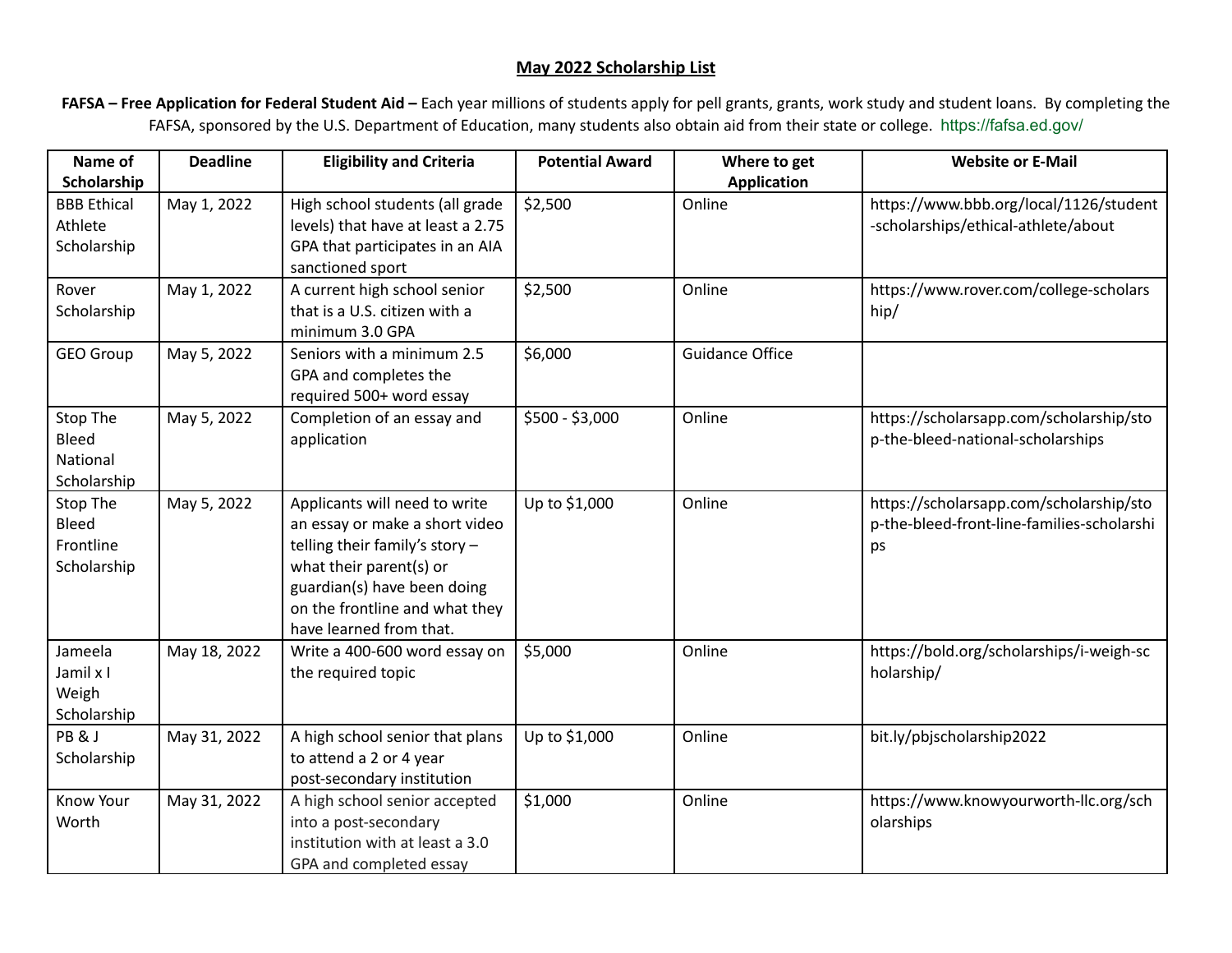# May 2022 Scholarship List

**FAFSA – Free Application for Federal Student Aid –** Each year millions of students apply for pell grants, grants, work study and student loans. By completing the FAFSA, sponsored by the U.S. Department of Education, many students also obtain aid from their state or college. https://fafsa.ed.gov/

| Name of Scholarship | Deadline | Eligibility and Criteria | Potential Award | Where to get Application | Website or E-Mail |
|---|---|---|---|---|---|
| BBB Ethical Athlete Scholarship | May 1, 2022 | High school students (all grade levels) that have at least a 2.75 GPA that participates in an AIA sanctioned sport | $2,500 | Online | https://www.bbb.org/local/1126/student-scholarships/ethical-athlete/about |
| Rover Scholarship | May 1, 2022 | A current high school senior that is a U.S. citizen with a minimum 3.0 GPA | $2,500 | Online | https://www.rover.com/college-scholarship/ |
| GEO Group | May 5, 2022 | Seniors with a minimum 2.5 GPA and completes the required 500+ word essay | $6,000 | Guidance Office | |
| Stop The Bleed National Scholarship | May 5, 2022 | Completion of an essay and application | $500 - $3,000 | Online | https://scholarsapp.com/scholarship/stop-the-bleed-national-scholarships |
| Stop The Bleed Frontline Scholarship | May 5, 2022 | Applicants will need to write an essay or make a short video telling their family's story – what their parent(s) or guardian(s) have been doing on the frontline and what they have learned from that. | Up to $1,000 | Online | https://scholarsapp.com/scholarship/stop-the-bleed-front-line-families-scholarships |
| Jameela Jamil x I Weigh Scholarship | May 18, 2022 | Write a 400-600 word essay on the required topic | $5,000 | Online | https://bold.org/scholarships/i-weigh-scholarship/ |
| PB & J Scholarship | May 31, 2022 | A high school senior that plans to attend a 2 or 4 year post-secondary institution | Up to $1,000 | Online | bit.ly/pbjscholarship2022 |
| Know Your Worth | May 31, 2022 | A high school senior accepted into a post-secondary institution with at least a 3.0 GPA and completed essay | $1,000 | Online | https://www.knowyourworth-llc.org/scholarships |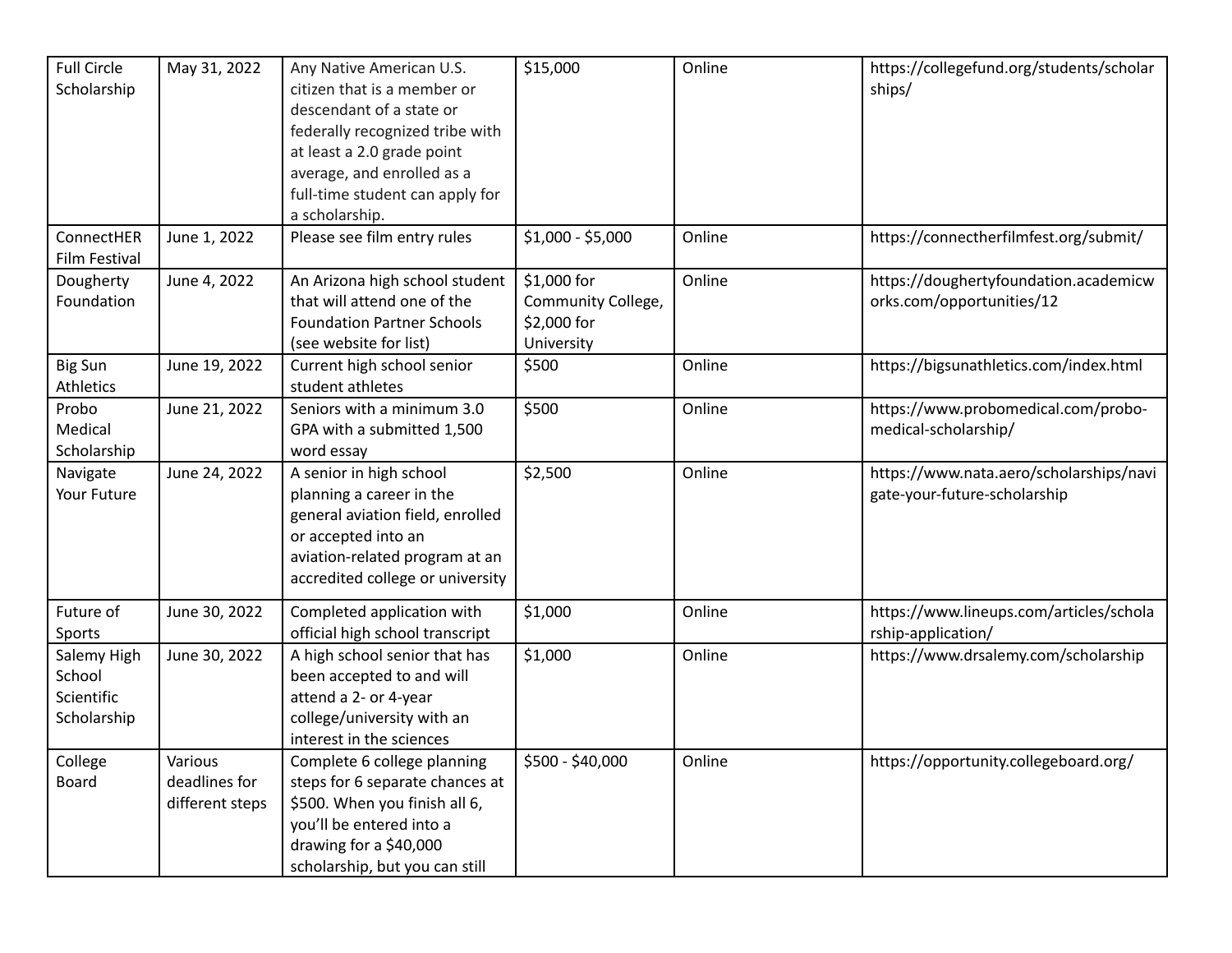| Full Circle Scholarship | May 31, 2022 | Any Native American U.S. citizen that is a member or descendant of a state or federally recognized tribe with at least a 2.0 grade point average, and enrolled as a full-time student can apply for a scholarship. | $15,000 | Online | https://collegefund.org/students/scholarships/ |
|---|---|---|---|---|---|
| ConnectHER Film Festival | June 1, 2022 | Please see film entry rules | $1,000 - $5,000 | Online | https://connectherfilmfest.org/submit/ |
| Dougherty Foundation | June 4, 2022 | An Arizona high school student that will attend one of the Foundation Partner Schools (see website for list) | $1,000 for Community College, $2,000 for University | Online | https://doughertyfoundation.academicworks.com/opportunities/12 |
| Big Sun Athletics | June 19, 2022 | Current high school senior student athletes | $500 | Online | https://bigsunathletics.com/index.html |
| Probo Medical Scholarship | June 21, 2022 | Seniors with a minimum 3.0 GPA with a submitted 1,500 word essay | $500 | Online | https://www.probomedical.com/probo-medical-scholarship/ |
| Navigate Your Future | June 24, 2022 | A senior in high school planning a career in the general aviation field, enrolled or accepted into an aviation-related program at an accredited college or university | $2,500 | Online | https://www.nata.aero/scholarships/navigate-your-future-scholarship |
| Future of Sports | June 30, 2022 | Completed application with official high school transcript | $1,000 | Online | https://www.lineups.com/articles/scholarship-application/ |
| Salemy High School Scientific Scholarship | June 30, 2022 | A high school senior that has been accepted to and will attend a 2- or 4-year college/university with an interest in the sciences | $1,000 | Online | https://www.drsalemy.com/scholarship |
| College Board | Various deadlines for different steps | Complete 6 college planning steps for 6 separate chances at $500. When you finish all 6, you'll be entered into a drawing for a $40,000 scholarship, but you can still | $500 - $40,000 | Online | https://opportunity.collegeboard.org/ |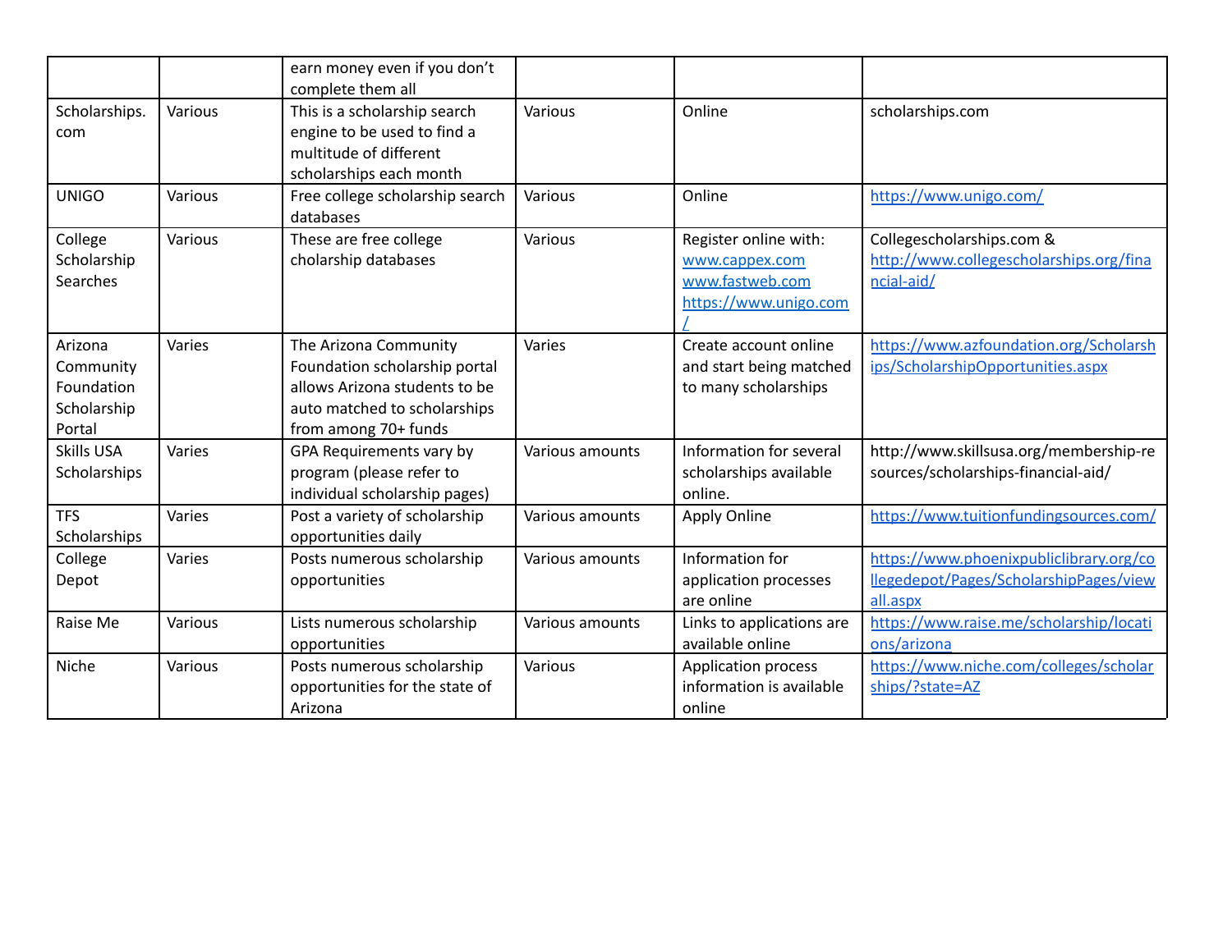| | | | | | |
|---|---|---|---|---|---|
| | | earn money even if you don't complete them all | | | |
| Scholarships.com | Various | This is a scholarship search engine to be used to find a multitude of different scholarships each month | Various | Online | scholarships.com |
| UNIGO | Various | Free college scholarship search databases | Various | Online | https://www.unigo.com/ |
| College Scholarship Searches | Various | These are free college cholarship databases | Various | Register online with: www.cappex.com www.fastweb.com https://www.unigo.com/ | Collegescholarships.com & http://www.collegescholarships.org/financial-aid/ |
| Arizona Community Foundation Scholarship Portal | Varies | The Arizona Community Foundation scholarship portal allows Arizona students to be auto matched to scholarships from among 70+ funds | Varies | Create account online and start being matched to many scholarships | https://www.azfoundation.org/Scholarships/ScholarshipOpportunities.aspx |
| Skills USA Scholarships | Varies | GPA Requirements vary by program (please refer to individual scholarship pages) | Various amounts | Information for several scholarships available online. | http://www.skillsusa.org/membership-resources/scholarships-financial-aid/ |
| TFS Scholarships | Varies | Post a variety of scholarship opportunities daily | Various amounts | Apply Online | https://www.tuitionfundingsources.com/ |
| College Depot | Varies | Posts numerous scholarship opportunities | Various amounts | Information for application processes are online | https://www.phoenixpubliclibrary.org/collegedepot/Pages/ScholarshipPages/viewall.aspx |
| Raise Me | Various | Lists numerous scholarship opportunities | Various amounts | Links to applications are available online | https://www.raise.me/scholarship/locations/arizona |
| Niche | Various | Posts numerous scholarship opportunities for the state of Arizona | Various | Application process information is available online | https://www.niche.com/colleges/scholarships/?state=AZ |